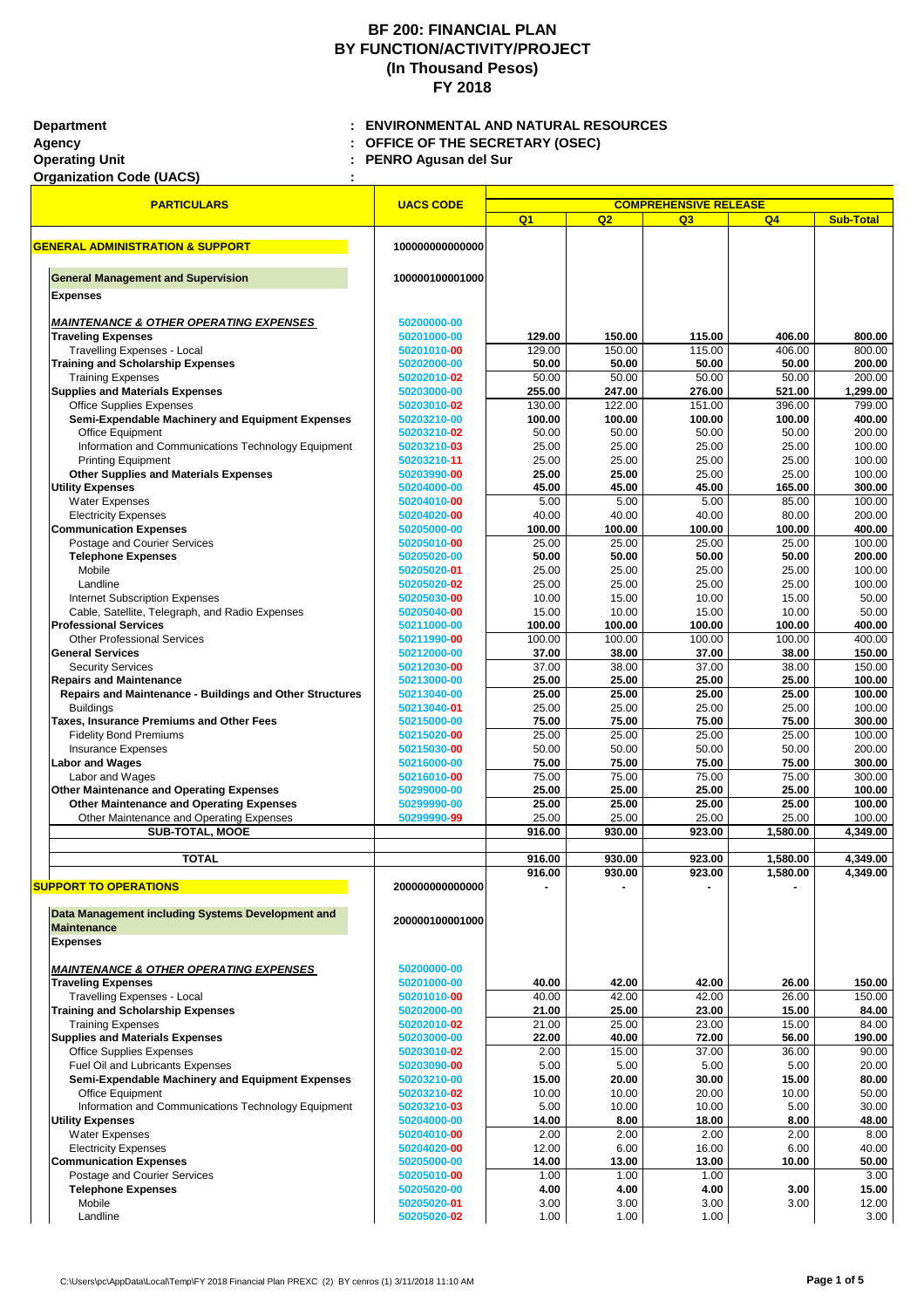# BF 200: FINANCIAL PLAN
# BY FUNCTION/ACTIVITY/PROJECT
# (In Thousand Pesos)
# FY 2018

**Department** : **ENVIRONMENTAL AND NATURAL RESOURCES**
**Agency** : **OFFICE OF THE SECRETARY (OSEC)**
**Operating Unit** : **PENRO Agusan del Sur**
**Organization Code (UACS)** :

| PARTICULARS | UACS CODE | COMPREHENSIVE RELEASE | | | | |
|---|---|---|---|---|---|---|
| | | Q1 | Q2 | Q3 | Q4 | Sub-Total |
| **GENERAL ADMINISTRATION & SUPPORT** | 100000000000000 | | | | | |
| **General Management and Supervision** | 100000100001000 | | | | | |
| **Expenses** | | | | | | |
| ***MAINTENANCE & OTHER OPERATING EXPENSES*** | 50200000-00 | | | | | |
| **Traveling Expenses** | 50201000-00 | **129.00** | **150.00** | **115.00** | **406.00** | **800.00** |
| Travelling Expenses - Local | 50201010-00 | 129.00 | 150.00 | 115.00 | 406.00 | 800.00 |
| **Training and Scholarship Expenses** | 50202000-00 | **50.00** | **50.00** | **50.00** | **50.00** | **200.00** |
| Training Expenses | 50202010-02 | 50.00 | 50.00 | 50.00 | 50.00 | 200.00 |
| **Supplies and Materials Expenses** | 50203000-00 | **255.00** | **247.00** | **276.00** | **521.00** | **1,299.00** |
| Office Supplies Expenses | 50203010-02 | 130.00 | 122.00 | 151.00 | 396.00 | 799.00 |
| **Semi-Expendable Machinery and Equipment Expenses** | 50203210-00 | **100.00** | **100.00** | **100.00** | **100.00** | **400.00** |
| Office Equipment | 50203210-02 | 50.00 | 50.00 | 50.00 | 50.00 | 200.00 |
| Information and Communications Technology Equipment | 50203210-03 | 25.00 | 25.00 | 25.00 | 25.00 | 100.00 |
| Printing Equipment | 50203210-11 | 25.00 | 25.00 | 25.00 | 25.00 | 100.00 |
| **Other Supplies and Materials Expenses** | 50203990-00 | **25.00** | **25.00** | 25.00 | 25.00 | 100.00 |
| **Utility Expenses** | 50204000-00 | **45.00** | **45.00** | **45.00** | **165.00** | **300.00** |
| Water Expenses | 50204010-00 | 5.00 | 5.00 | 5.00 | 85.00 | 100.00 |
| Electricity Expenses | 50204020-00 | 40.00 | 40.00 | 40.00 | 80.00 | 200.00 |
| **Communication Expenses** | 50205000-00 | **100.00** | **100.00** | **100.00** | **100.00** | **400.00** |
| Postage and Courier Services | 50205010-00 | 25.00 | 25.00 | 25.00 | 25.00 | 100.00 |
| **Telephone Expenses** | 50205020-00 | **50.00** | **50.00** | **50.00** | **50.00** | **200.00** |
| Mobile | 50205020-01 | 25.00 | 25.00 | 25.00 | 25.00 | 100.00 |
| Landline | 50205020-02 | 25.00 | 25.00 | 25.00 | 25.00 | 100.00 |
| Internet Subscription Expenses | 50205030-00 | 10.00 | 15.00 | 10.00 | 15.00 | 50.00 |
| Cable, Satellite, Telegraph, and Radio Expenses | 50205040-00 | 15.00 | 10.00 | 15.00 | 10.00 | 50.00 |
| **Professional Services** | 50211000-00 | **100.00** | **100.00** | **100.00** | **100.00** | **400.00** |
| Other Professional Services | 50211990-00 | 100.00 | 100.00 | 100.00 | 100.00 | 400.00 |
| **General Services** | 50212000-00 | **37.00** | **38.00** | **37.00** | **38.00** | **150.00** |
| Security Services | 50212030-00 | 37.00 | 38.00 | 37.00 | 38.00 | 150.00 |
| **Repairs and Maintenance** | 50213000-00 | **25.00** | **25.00** | **25.00** | **25.00** | **100.00** |
| **Repairs and Maintenance - Buildings and Other Structures** | 50213040-00 | **25.00** | **25.00** | **25.00** | **25.00** | **100.00** |
| Buildings | 50213040-01 | 25.00 | 25.00 | 25.00 | 25.00 | 100.00 |
| **Taxes, Insurance Premiums and Other Fees** | 50215000-00 | **75.00** | **75.00** | **75.00** | **75.00** | **300.00** |
| Fidelity Bond Premiums | 50215020-00 | 25.00 | 25.00 | 25.00 | 25.00 | 100.00 |
| Insurance Expenses | 50215030-00 | 50.00 | 50.00 | 50.00 | 50.00 | 200.00 |
| **Labor and Wages** | 50216000-00 | **75.00** | **75.00** | **75.00** | **75.00** | **300.00** |
| Labor and Wages | 50216010-00 | 75.00 | 75.00 | 75.00 | 75.00 | 300.00 |
| **Other Maintenance and Operating Expenses** | 50299000-00 | **25.00** | **25.00** | **25.00** | **25.00** | **100.00** |
| **Other Maintenance and Operating Expenses** | 50299990-00 | **25.00** | **25.00** | **25.00** | **25.00** | **100.00** |
| Other Maintenance and Operating Expenses | 50299990-99 | 25.00 | 25.00 | 25.00 | 25.00 | 100.00 |
| **SUB-TOTAL, MOOE** | | 916.00 | 930.00 | 923.00 | 1,580.00 | 4,349.00 |
| **TOTAL** | | **916.00** | **930.00** | **923.00** | **1,580.00** | **4,349.00** |
| | | **916.00** | **930.00** | **923.00** | **1,580.00** | **4,349.00** |
| **SUPPORT TO OPERATIONS** | 200000000000000 | - | - | - | - | |
| **Data Management including Systems Development and Maintenance** | 200000100001000 | | | | | |
| **Expenses** | | | | | | |
| ***MAINTENANCE & OTHER OPERATING EXPENSES*** | 50200000-00 | | | | | |
| **Traveling Expenses** | 50201000-00 | **40.00** | **42.00** | **42.00** | **26.00** | **150.00** |
| Travelling Expenses - Local | 50201010-00 | 40.00 | 42.00 | 42.00 | 26.00 | 150.00 |
| **Training and Scholarship Expenses** | 50202000-00 | **21.00** | **25.00** | **23.00** | **15.00** | **84.00** |
| Training Expenses | 50202010-02 | 21.00 | 25.00 | 23.00 | 15.00 | 84.00 |
| **Supplies and Materials Expenses** | 50203000-00 | **22.00** | **40.00** | **72.00** | **56.00** | **190.00** |
| Office Supplies Expenses | 50203010-02 | 2.00 | 15.00 | 37.00 | 36.00 | 90.00 |
| Fuel Oil and Lubricants Expenses | 50203090-00 | 5.00 | 5.00 | 5.00 | 5.00 | 20.00 |
| **Semi-Expendable Machinery and Equipment Expenses** | 50203210-00 | **15.00** | **20.00** | **30.00** | **15.00** | **80.00** |
| Office Equipment | 50203210-02 | 10.00 | 10.00 | 20.00 | 10.00 | 50.00 |
| Information and Communications Technology Equipment | 50203210-03 | 5.00 | 10.00 | 10.00 | 5.00 | 30.00 |
| **Utility Expenses** | 50204000-00 | **14.00** | **8.00** | **18.00** | **8.00** | **48.00** |
| Water Expenses | 50204010-00 | 2.00 | 2.00 | 2.00 | 2.00 | 8.00 |
| Electricity Expenses | 50204020-00 | 12.00 | 6.00 | 16.00 | 6.00 | 40.00 |
| **Communication Expenses** | 50205000-00 | **14.00** | **13.00** | **13.00** | **10.00** | **50.00** |
| Postage and Courier Services | 50205010-00 | 1.00 | 1.00 | 1.00 | | 3.00 |
| **Telephone Expenses** | 50205020-00 | **4.00** | **4.00** | **4.00** | **3.00** | **15.00** |
| Mobile | 50205020-01 | 3.00 | 3.00 | 3.00 | 3.00 | 12.00 |
| Landline | 50205020-02 | 1.00 | 1.00 | 1.00 | | 3.00 |

C:\Users\pc\AppData\Local\Temp\FY 2018 Financial Plan PREXC (2) BY cenros (1) 3/11/2018 11:10 AM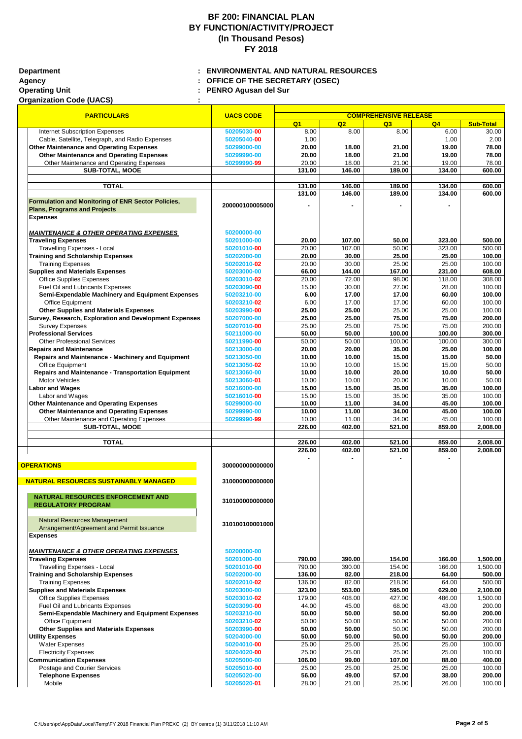# BF 200: FINANCIAL PLAN
# BY FUNCTION/ACTIVITY/PROJECT
# (In Thousand Pesos)
# FY 2018

**Department** : **ENVIRONMENTAL AND NATURAL RESOURCES**
**Agency** : **OFFICE OF THE SECRETARY (OSEC)**
**Operating Unit** : **PENRO Agusan del Sur**
**Organization Code (UACS)** :

| PARTICULARS | UACS CODE | COMPREHENSIVE RELEASE | | | | |
|---|---|---|---|---|---|---|
| | | Q1 | Q2 | Q3 | Q4 | Sub-Total |
| Internet Subscription Expenses | 50205030-00 | 8.00 | 8.00 | 8.00 | 6.00 | 30.00 |
| Cable, Satellite, Telegraph, and Radio Expenses | 50205040-00 | 1.00 | | | 1.00 | 2.00 |
| **Other Maintenance and Operating Expenses** | 50299000-00 | **20.00** | **18.00** | **21.00** | **19.00** | **78.00** |
| **Other Maintenance and Operating Expenses** | 50299990-00 | **20.00** | **18.00** | **21.00** | **19.00** | **78.00** |
| Other Maintenance and Operating Expenses | 50299990-99 | 20.00 | 18.00 | 21.00 | 19.00 | 78.00 |
| **SUB-TOTAL, MOOE** | | **131.00** | **146.00** | **189.00** | **134.00** | **600.00** |
| | | | | | | |
| **TOTAL** | | **131.00** | **146.00** | **189.00** | **134.00** | **600.00** |
| | | **131.00** | **146.00** | **189.00** | **134.00** | **600.00** |
| **Formulation and Monitoring of ENR Sector Policies, Plans, Programs and Projects** | 200000100005000 | - | - | - | - | |
| **Expenses** | | | | | | |
| ***MAINTENANCE & OTHER OPERATING EXPENSES*** | 50200000-00 | | | | | |
| **Traveling Expenses** | 50201000-00 | **20.00** | **107.00** | **50.00** | **323.00** | **500.00** |
| Travelling Expenses - Local | 50201010-00 | 20.00 | 107.00 | 50.00 | 323.00 | 500.00 |
| **Training and Scholarship Expenses** | 50202000-00 | **20.00** | **30.00** | **25.00** | **25.00** | **100.00** |
| Training Expenses | 50202010-02 | 20.00 | 30.00 | 25.00 | 25.00 | 100.00 |
| **Supplies and Materials Expenses** | 50203000-00 | **66.00** | **144.00** | **167.00** | **231.00** | **608.00** |
| Office Supplies Expenses | 50203010-02 | 20.00 | 72.00 | 98.00 | 118.00 | 308.00 |
| Fuel Oil and Lubricants Expenses | 50203090-00 | 15.00 | 30.00 | 27.00 | 28.00 | 100.00 |
| **Semi-Expendable Machinery and Equipment Expenses** | 50203210-00 | **6.00** | **17.00** | **17.00** | **60.00** | **100.00** |
| Office Equipment | 50203210-02 | 6.00 | 17.00 | 17.00 | 60.00 | 100.00 |
| **Other Supplies and Materials Expenses** | 50203990-00 | **25.00** | **25.00** | 25.00 | 25.00 | 100.00 |
| **Survey, Research, Exploration and Development Expenses** | 50207000-00 | **25.00** | **25.00** | **75.00** | **75.00** | **200.00** |
| Survey Expenses | 50207010-00 | 25.00 | 25.00 | 75.00 | 75.00 | 200.00 |
| **Professional Services** | 50211000-00 | **50.00** | **50.00** | **100.00** | **100.00** | **300.00** |
| Other Professional Services | 50211990-00 | 50.00 | 50.00 | 100.00 | 100.00 | 300.00 |
| **Repairs and Maintenance** | 50213000-00 | **20.00** | **20.00** | **35.00** | **25.00** | **100.00** |
| **Repairs and Maintenance - Machinery and Equipment** | 50213050-00 | **10.00** | **10.00** | **15.00** | **15.00** | **50.00** |
| Office Equipment | 50213050-02 | 10.00 | 10.00 | 15.00 | 15.00 | 50.00 |
| **Repairs and Maintenance - Transportation Equipment** | 50213060-00 | **10.00** | **10.00** | **20.00** | **10.00** | **50.00** |
| Motor Vehicles | 50213060-01 | 10.00 | 10.00 | 20.00 | 10.00 | 50.00 |
| **Labor and Wages** | 50216000-00 | **15.00** | **15.00** | **35.00** | **35.00** | **100.00** |
| Labor and Wages | 50216010-00 | 15.00 | 15.00 | 35.00 | 35.00 | 100.00 |
| **Other Maintenance and Operating Expenses** | 50299000-00 | **10.00** | **11.00** | **34.00** | **45.00** | **100.00** |
| **Other Maintenance and Operating Expenses** | 50299990-00 | **10.00** | **11.00** | **34.00** | **45.00** | **100.00** |
| Other Maintenance and Operating Expenses | 50299990-99 | 10.00 | 11.00 | 34.00 | 45.00 | 100.00 |
| **SUB-TOTAL, MOOE** | | **226.00** | **402.00** | **521.00** | **859.00** | **2,008.00** |
| | | | | | | |
| **TOTAL** | | **226.00** | **402.00** | **521.00** | **859.00** | **2,008.00** |
| | | **226.00** | **402.00** | **521.00** | **859.00** | **2,008.00** |
| | | - | - | - | - | |
| **OPERATIONS** | 300000000000000 | | | | | |
| **NATURAL RESOURCES SUSTAINABLY MANAGED** | 310000000000000 | | | | | |
| **NATURAL RESOURCES ENFORCEMENT AND REGULATORY PROGRAM** | 310100000000000 | | | | | |
| Natural Resources Management Arrangement/Agreement and Permit Issuance | 310100100001000 | | | | | |
| **Expenses** | | | | | | |
| ***MAINTENANCE & OTHER OPERATING EXPENSES*** | 50200000-00 | | | | | |
| **Traveling Expenses** | 50201000-00 | **790.00** | **390.00** | **154.00** | **166.00** | **1,500.00** |
| Travelling Expenses - Local | 50201010-00 | 790.00 | 390.00 | 154.00 | 166.00 | 1,500.00 |
| **Training and Scholarship Expenses** | 50202000-00 | **136.00** | **82.00** | **218.00** | **64.00** | **500.00** |
| Training Expenses | 50202010-02 | 136.00 | 82.00 | 218.00 | 64.00 | 500.00 |
| **Supplies and Materials Expenses** | 50203000-00 | **323.00** | **553.00** | **595.00** | **629.00** | **2,100.00** |
| Office Supplies Expenses | 50203010-02 | 179.00 | 408.00 | 427.00 | 486.00 | 1,500.00 |
| Fuel Oil and Lubricants Expenses | 50203090-00 | 44.00 | 45.00 | 68.00 | 43.00 | 200.00 |
| **Semi-Expendable Machinery and Equipment Expenses** | 50203210-00 | **50.00** | **50.00** | **50.00** | **50.00** | **200.00** |
| Office Equipment | 50203210-02 | 50.00 | 50.00 | 50.00 | 50.00 | 200.00 |
| **Other Supplies and Materials Expenses** | 50203990-00 | **50.00** | **50.00** | **50.00** | **50.00** | **200.00** |
| **Utility Expenses** | 50204000-00 | **50.00** | **50.00** | **50.00** | **50.00** | **200.00** |
| Water Expenses | 50204010-00 | 25.00 | 25.00 | 25.00 | 25.00 | 100.00 |
| Electricity Expenses | 50204020-00 | 25.00 | 25.00 | 25.00 | 25.00 | 100.00 |
| **Communication Expenses** | 50205000-00 | **106.00** | **99.00** | **107.00** | **88.00** | **400.00** |
| Postage and Courier Services | 50205010-00 | 25.00 | 25.00 | 25.00 | 25.00 | 100.00 |
| **Telephone Expenses** | 50205020-00 | **56.00** | **49.00** | **57.00** | **38.00** | **200.00** |
| Mobile | 50205020-01 | 28.00 | 21.00 | 25.00 | 26.00 | 100.00 |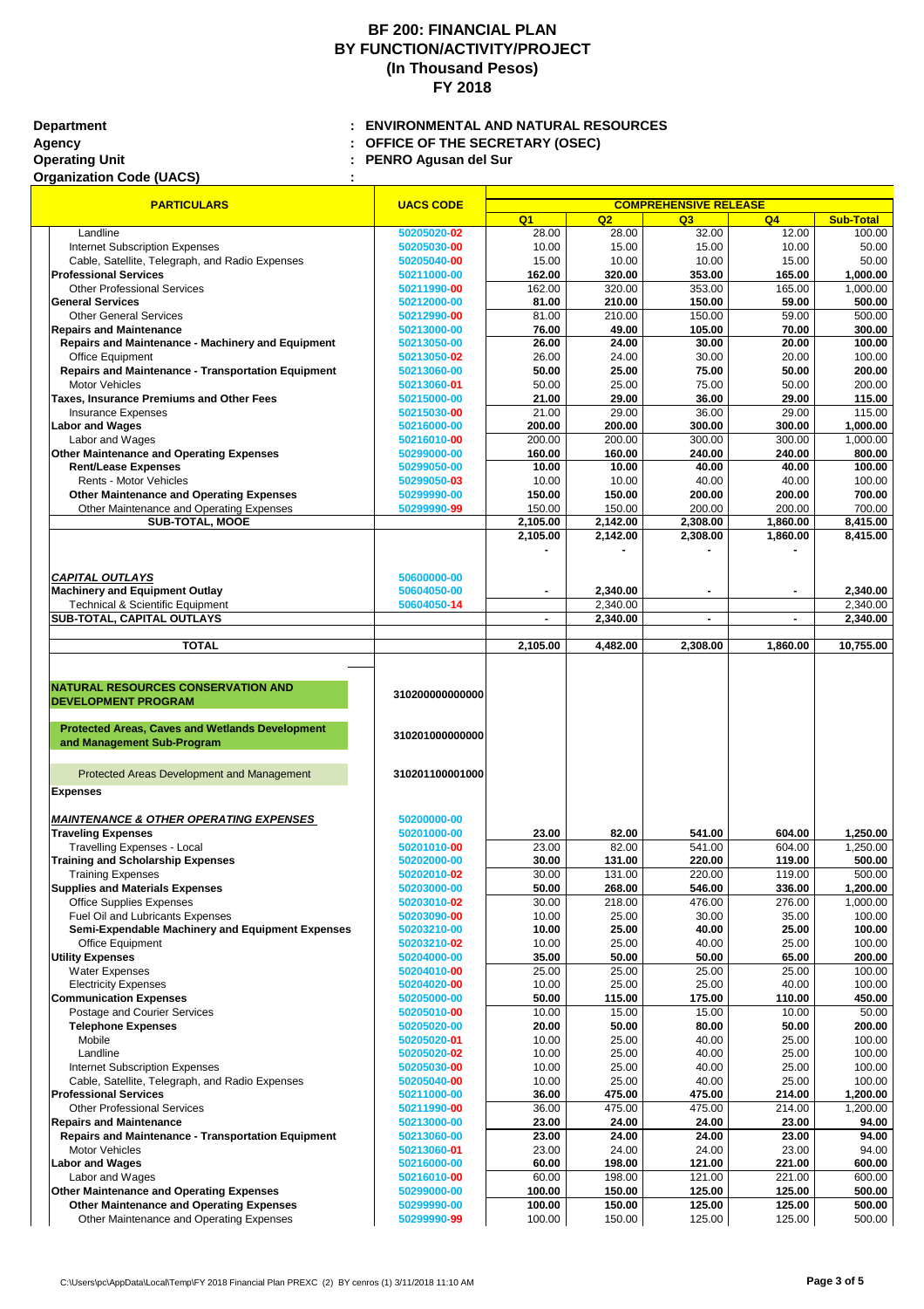# BF 200: FINANCIAL PLAN
# BY FUNCTION/ACTIVITY/PROJECT
# (In Thousand Pesos)
# FY 2018

**Department** : **ENVIRONMENTAL AND NATURAL RESOURCES**
**Agency** : **OFFICE OF THE SECRETARY (OSEC)**
**Operating Unit** : **PENRO Agusan del Sur**
**Organization Code (UACS)** :

| PARTICULARS | UACS CODE | COMPREHENSIVE RELEASE | | | | |
|---|---|---|---|---|---|---|
| | | Q1 | Q2 | Q3 | Q4 | Sub-Total |
| Landline | 50205020-02 | 28.00 | 28.00 | 32.00 | 12.00 | 100.00 |
| Internet Subscription Expenses | 50205030-00 | 10.00 | 15.00 | 15.00 | 10.00 | 50.00 |
| Cable, Satellite, Telegraph, and Radio Expenses | 50205040-00 | 15.00 | 10.00 | 10.00 | 15.00 | 50.00 |
| **Professional Services** | 50211000-00 | **162.00** | **320.00** | **353.00** | **165.00** | **1,000.00** |
| Other Professional Services | 50211990-00 | 162.00 | 320.00 | 353.00 | 165.00 | 1,000.00 |
| **General Services** | 50212000-00 | **81.00** | **210.00** | **150.00** | **59.00** | **500.00** |
| Other General Services | 50212990-00 | 81.00 | 210.00 | 150.00 | 59.00 | 500.00 |
| **Repairs and Maintenance** | 50213000-00 | **76.00** | **49.00** | **105.00** | **70.00** | **300.00** |
| **Repairs and Maintenance - Machinery and Equipment** | 50213050-00 | **26.00** | **24.00** | **30.00** | **20.00** | **100.00** |
| Office Equipment | 50213050-02 | 26.00 | 24.00 | 30.00 | 20.00 | 100.00 |
| **Repairs and Maintenance - Transportation Equipment** | 50213060-00 | **50.00** | **25.00** | **75.00** | **50.00** | **200.00** |
| Motor Vehicles | 50213060-01 | 50.00 | 25.00 | 75.00 | 50.00 | 200.00 |
| **Taxes, Insurance Premiums and Other Fees** | 50215000-00 | **21.00** | **29.00** | **36.00** | **29.00** | **115.00** |
| Insurance Expenses | 50215030-00 | 21.00 | 29.00 | 36.00 | 29.00 | 115.00 |
| **Labor and Wages** | 50216000-00 | **200.00** | **200.00** | **300.00** | **300.00** | **1,000.00** |
| Labor and Wages | 50216010-00 | 200.00 | 200.00 | 300.00 | 300.00 | 1,000.00 |
| **Other Maintenance and Operating Expenses** | 50299000-00 | **160.00** | **160.00** | **240.00** | **240.00** | **800.00** |
| **Rent/Lease Expenses** | 50299050-00 | **10.00** | **10.00** | **40.00** | **40.00** | **100.00** |
| Rents - Motor Vehicles | 50299050-03 | 10.00 | 10.00 | 40.00 | 40.00 | 100.00 |
| **Other Maintenance and Operating Expenses** | 50299990-00 | **150.00** | **150.00** | **200.00** | **200.00** | **700.00** |
| Other Maintenance and Operating Expenses | 50299990-99 | 150.00 | 150.00 | 200.00 | 200.00 | 700.00 |
| **SUB-TOTAL, MOOE** | | **2,105.00** | **2,142.00** | **2,308.00** | **1,860.00** | **8,415.00** |
| | | **2,105.00** | **2,142.00** | **2,308.00** | **1,860.00** | **8,415.00** |
| | | - | - | - | - | |
| ***CAPITAL OUTLAYS*** | 50600000-00 | | | | | |
| **Machinery and Equipment Outlay** | 50604050-00 | - | **2,340.00** | - | - | **2,340.00** |
| Technical & Scientific Equipment | 50604050-14 | | 2,340.00 | | | 2,340.00 |
| **SUB-TOTAL, CAPITAL OUTLAYS** | | - | **2,340.00** | - | - | **2,340.00** |
| **TOTAL** | | **2,105.00** | **4,482.00** | **2,308.00** | **1,860.00** | **10,755.00** |
| **NATURAL RESOURCES CONSERVATION AND DEVELOPMENT PROGRAM** | 310200000000000 | | | | | |
| **Protected Areas, Caves and Wetlands Development and Management Sub-Program** | 310201000000000 | | | | | |
| Protected Areas Development and Management | 310201100001000 | | | | | |
| **Expenses** | | | | | | |
| ***MAINTENANCE & OTHER OPERATING EXPENSES*** | 50200000-00 | | | | | |
| **Traveling Expenses** | 50201000-00 | **23.00** | **82.00** | **541.00** | **604.00** | **1,250.00** |
| Travelling Expenses - Local | 50201010-00 | 23.00 | 82.00 | 541.00 | 604.00 | 1,250.00 |
| **Training and Scholarship Expenses** | 50202000-00 | **30.00** | **131.00** | **220.00** | **119.00** | **500.00** |
| Training Expenses | 50202010-02 | 30.00 | 131.00 | 220.00 | 119.00 | 500.00 |
| **Supplies and Materials Expenses** | 50203000-00 | **50.00** | **268.00** | **546.00** | **336.00** | **1,200.00** |
| Office Supplies Expenses | 50203010-02 | 30.00 | 218.00 | 476.00 | 276.00 | 1,000.00 |
| Fuel Oil and Lubricants Expenses | 50203090-00 | 10.00 | 25.00 | 30.00 | 35.00 | 100.00 |
| **Semi-Expendable Machinery and Equipment Expenses** | 50203210-00 | **10.00** | **25.00** | **40.00** | **25.00** | **100.00** |
| Office Equipment | 50203210-02 | 10.00 | 25.00 | 40.00 | 25.00 | 100.00 |
| **Utility Expenses** | 50204000-00 | **35.00** | **50.00** | **50.00** | **65.00** | **200.00** |
| Water Expenses | 50204010-00 | 25.00 | 25.00 | 25.00 | 25.00 | 100.00 |
| Electricity Expenses | 50204020-00 | 10.00 | 25.00 | 25.00 | 40.00 | 100.00 |
| **Communication Expenses** | 50205000-00 | **50.00** | **115.00** | **175.00** | **110.00** | **450.00** |
| Postage and Courier Services | 50205010-00 | 10.00 | 15.00 | 15.00 | 10.00 | 50.00 |
| **Telephone Expenses** | 50205020-00 | **20.00** | **50.00** | **80.00** | **50.00** | **200.00** |
| Mobile | 50205020-01 | 10.00 | 25.00 | 40.00 | 25.00 | 100.00 |
| Landline | 50205020-02 | 10.00 | 25.00 | 40.00 | 25.00 | 100.00 |
| Internet Subscription Expenses | 50205030-00 | 10.00 | 25.00 | 40.00 | 25.00 | 100.00 |
| Cable, Satellite, Telegraph, and Radio Expenses | 50205040-00 | 10.00 | 25.00 | 40.00 | 25.00 | 100.00 |
| **Professional Services** | 50211000-00 | **36.00** | **475.00** | **475.00** | **214.00** | **1,200.00** |
| Other Professional Services | 50211990-00 | 36.00 | 475.00 | 475.00 | 214.00 | 1,200.00 |
| **Repairs and Maintenance** | 50213000-00 | **23.00** | **24.00** | **24.00** | **23.00** | **94.00** |
| **Repairs and Maintenance - Transportation Equipment** | 50213060-00 | **23.00** | **24.00** | **24.00** | **23.00** | **94.00** |
| Motor Vehicles | 50213060-01 | 23.00 | 24.00 | 24.00 | 23.00 | 94.00 |
| **Labor and Wages** | 50216000-00 | **60.00** | **198.00** | **121.00** | **221.00** | **600.00** |
| Labor and Wages | 50216010-00 | 60.00 | 198.00 | 121.00 | 221.00 | 600.00 |
| **Other Maintenance and Operating Expenses** | 50299000-00 | **100.00** | **150.00** | **125.00** | **125.00** | **500.00** |
| **Other Maintenance and Operating Expenses** | 50299990-00 | **100.00** | **150.00** | **125.00** | **125.00** | **500.00** |
| Other Maintenance and Operating Expenses | 50299990-99 | 100.00 | 150.00 | 125.00 | 125.00 | 500.00 |

C:\Users\pc\AppData\Local\Temp\FY 2018 Financial Plan PREXC (2) BY cenros (1) 3/11/2018 11:10 AM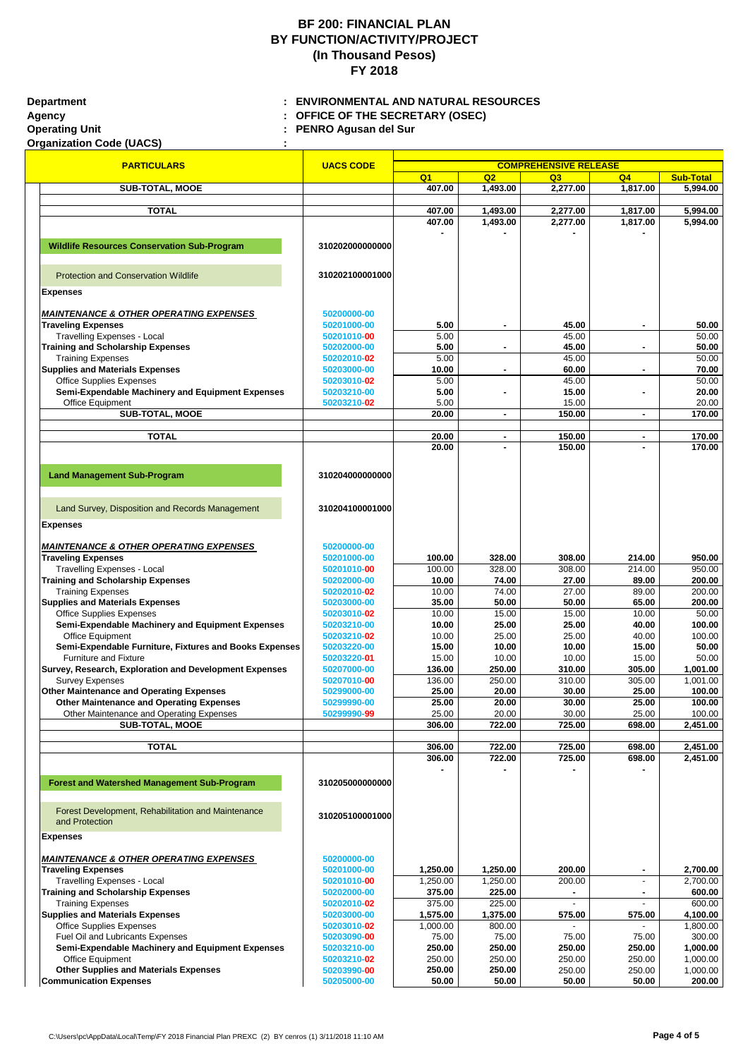# BF 200: FINANCIAL PLAN
# BY FUNCTION/ACTIVITY/PROJECT
# (In Thousand Pesos)
# FY 2018

**Department** : **ENVIRONMENTAL AND NATURAL RESOURCES**
**Agency** : **OFFICE OF THE SECRETARY (OSEC)**
**Operating Unit** : **PENRO Agusan del Sur**
**Organization Code (UACS)** :

| PARTICULARS | UACS CODE | COMPREHENSIVE RELEASE | | | | |
|---|---|---|---|---|---|---|
| | | Q1 | Q2 | Q3 | Q4 | Sub-Total |
| **SUB-TOTAL, MOOE** | | 407.00 | 1,493.00 | 2,277.00 | 1,817.00 | 5,994.00 |
| **TOTAL** | | 407.00 | 1,493.00 | 2,277.00 | 1,817.00 | 5,994.00 |
| | | 407.00 | 1,493.00 | 2,277.00 | 1,817.00 | 5,994.00 |
| | | - | - | - | - | |
| **Wildlife Resources Conservation Sub-Program** | 310202000000000 | | | | | |
| Protection and Conservation Wildlife | 310202100001000 | | | | | |
| **Expenses** | | | | | | |
| ***MAINTENANCE & OTHER OPERATING EXPENSES*** | 50200000-00 | | | | | |
| **Traveling Expenses** | 50201000-00 | 5.00 | - | 45.00 | - | 50.00 |
| Travelling Expenses - Local | 50201010-00 | 5.00 | | 45.00 | | 50.00 |
| **Training and Scholarship Expenses** | 50202000-00 | 5.00 | - | 45.00 | - | 50.00 |
| Training Expenses | 50202010-02 | 5.00 | | 45.00 | | 50.00 |
| **Supplies and Materials Expenses** | 50203000-00 | 10.00 | - | 60.00 | - | 70.00 |
| Office Supplies Expenses | 50203010-02 | 5.00 | | 45.00 | | 50.00 |
| **Semi-Expendable Machinery and Equipment Expenses** | 50203210-00 | 5.00 | - | 15.00 | - | 20.00 |
| Office Equipment | 50203210-02 | 5.00 | | 15.00 | | 20.00 |
| **SUB-TOTAL, MOOE** | | 20.00 | - | 150.00 | - | 170.00 |
| **TOTAL** | | 20.00 | - | 150.00 | - | 170.00 |
| | | 20.00 | - | 150.00 | - | 170.00 |
| **Land Management Sub-Program** | 310204000000000 | | | | | |
| Land Survey, Disposition and Records Management | 310204100001000 | | | | | |
| **Expenses** | | | | | | |
| ***MAINTENANCE & OTHER OPERATING EXPENSES*** | 50200000-00 | | | | | |
| **Traveling Expenses** | 50201000-00 | 100.00 | 328.00 | 308.00 | 214.00 | 950.00 |
| Travelling Expenses - Local | 50201010-00 | 100.00 | 328.00 | 308.00 | 214.00 | 950.00 |
| **Training and Scholarship Expenses** | 50202000-00 | 10.00 | 74.00 | 27.00 | 89.00 | 200.00 |
| Training Expenses | 50202010-02 | 10.00 | 74.00 | 27.00 | 89.00 | 200.00 |
| **Supplies and Materials Expenses** | 50203000-00 | 35.00 | 50.00 | 50.00 | 65.00 | 200.00 |
| Office Supplies Expenses | 50203010-02 | 10.00 | 15.00 | 15.00 | 10.00 | 50.00 |
| **Semi-Expendable Machinery and Equipment Expenses** | 50203210-00 | 10.00 | 25.00 | 25.00 | 40.00 | 100.00 |
| Office Equipment | 50203210-02 | 10.00 | 25.00 | 25.00 | 40.00 | 100.00 |
| **Semi-Expendable Furniture, Fixtures and Books Expenses** | 50203220-00 | 15.00 | 10.00 | 10.00 | 15.00 | 50.00 |
| Furniture and Fixture | 50203220-01 | 15.00 | 10.00 | 10.00 | 15.00 | 50.00 |
| **Survey, Research, Exploration and Development Expenses** | 50207000-00 | 136.00 | 250.00 | 310.00 | 305.00 | 1,001.00 |
| Survey Expenses | 50207010-00 | 136.00 | 250.00 | 310.00 | 305.00 | 1,001.00 |
| **Other Maintenance and Operating Expenses** | 50299000-00 | 25.00 | 20.00 | 30.00 | 25.00 | 100.00 |
| **Other Maintenance and Operating Expenses** | 50299990-00 | 25.00 | 20.00 | 30.00 | 25.00 | 100.00 |
| Other Maintenance and Operating Expenses | 50299990-99 | 25.00 | 20.00 | 30.00 | 25.00 | 100.00 |
| **SUB-TOTAL, MOOE** | | 306.00 | 722.00 | 725.00 | 698.00 | 2,451.00 |
| **TOTAL** | | 306.00 | 722.00 | 725.00 | 698.00 | 2,451.00 |
| | | 306.00 | 722.00 | 725.00 | 698.00 | 2,451.00 |
| | | - | - | - | - | |
| **Forest and Watershed Management Sub-Program** | 310205000000000 | | | | | |
| Forest Development, Rehabilitation and Maintenance and Protection | 310205100001000 | | | | | |
| **Expenses** | | | | | | |
| ***MAINTENANCE & OTHER OPERATING EXPENSES*** | 50200000-00 | | | | | |
| **Traveling Expenses** | 50201000-00 | 1,250.00 | 1,250.00 | 200.00 | - | 2,700.00 |
| Travelling Expenses - Local | 50201010-00 | 1,250.00 | 1,250.00 | 200.00 | - | 2,700.00 |
| **Training and Scholarship Expenses** | 50202000-00 | 375.00 | 225.00 | - | - | 600.00 |
| Training Expenses | 50202010-02 | 375.00 | 225.00 | - | - | 600.00 |
| **Supplies and Materials Expenses** | 50203000-00 | 1,575.00 | 1,375.00 | 575.00 | 575.00 | 4,100.00 |
| Office Supplies Expenses | 50203010-02 | 1,000.00 | 800.00 | - | - | 1,800.00 |
| Fuel Oil and Lubricants Expenses | 50203090-00 | 75.00 | 75.00 | 75.00 | 75.00 | 300.00 |
| **Semi-Expendable Machinery and Equipment Expenses** | 50203210-00 | 250.00 | 250.00 | 250.00 | 250.00 | 1,000.00 |
| Office Equipment | 50203210-02 | 250.00 | 250.00 | 250.00 | 250.00 | 1,000.00 |
| **Other Supplies and Materials Expenses** | 50203990-00 | 250.00 | 250.00 | 250.00 | 250.00 | 1,000.00 |
| **Communication Expenses** | 50205000-00 | 50.00 | 50.00 | 50.00 | 50.00 | 200.00 |

C:\Users\pc\AppData\Local\Temp\FY 2018 Financial Plan PREXC (2) BY cenros (1) 3/11/2018 11:10 AM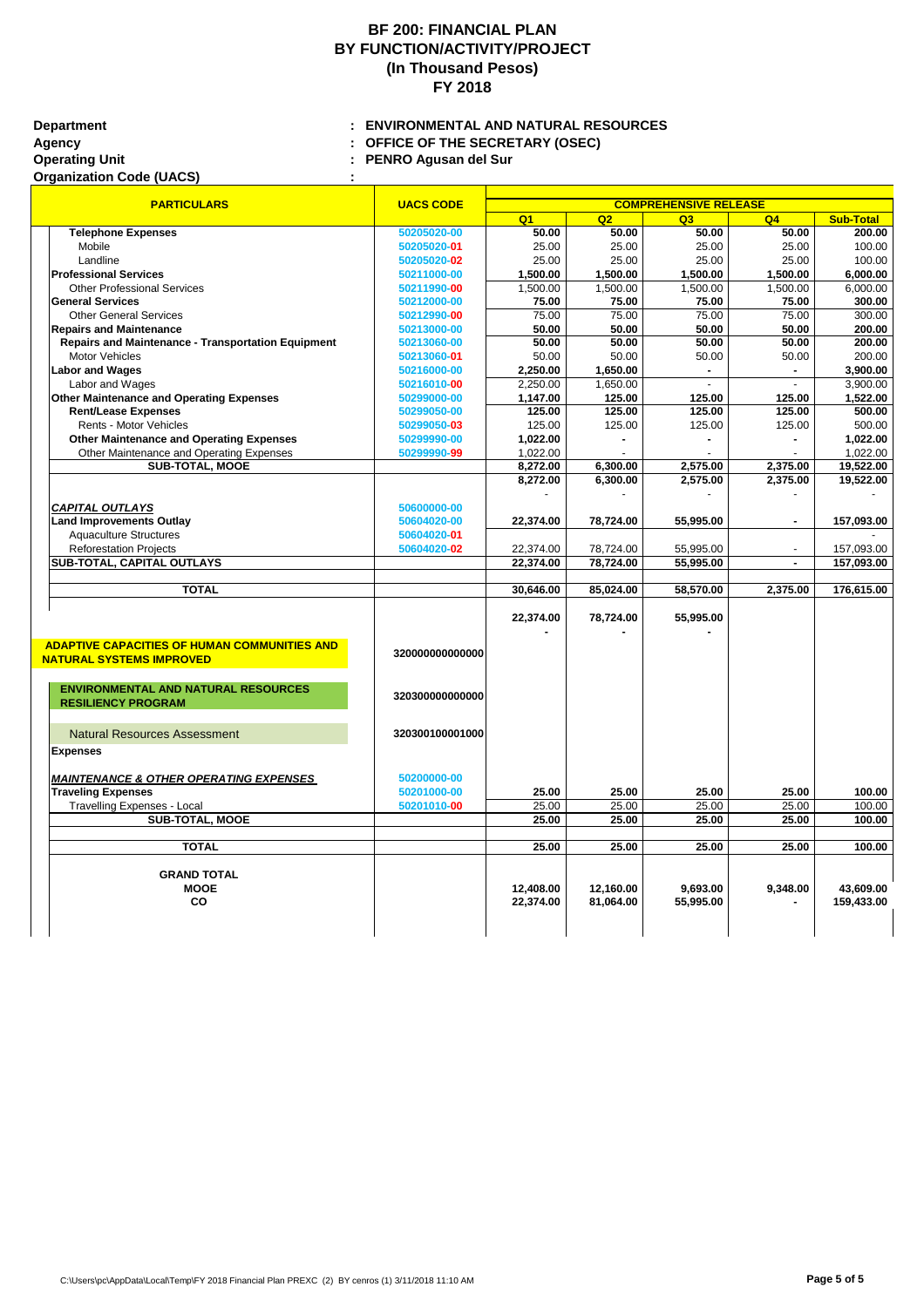# BF 200: FINANCIAL PLAN
# BY FUNCTION/ACTIVITY/PROJECT
# (In Thousand Pesos)
# FY 2018

**Department** : **ENVIRONMENTAL AND NATURAL RESOURCES**
**Agency** : **OFFICE OF THE SECRETARY (OSEC)**
**Operating Unit** : **PENRO Agusan del Sur**
**Organization Code (UACS)** :

| PARTICULARS | UACS CODE | COMPREHENSIVE RELEASE | | | | |
|---|---|---|---|---|---|---|
| | | Q1 | Q2 | Q3 | Q4 | Sub-Total |
| **Telephone Expenses** | 50205020-00 | **50.00** | **50.00** | **50.00** | **50.00** | **200.00** |
| Mobile | 50205020-01 | 25.00 | 25.00 | 25.00 | 25.00 | 100.00 |
| Landline | 50205020-02 | 25.00 | 25.00 | 25.00 | 25.00 | 100.00 |
| **Professional Services** | 50211000-00 | **1,500.00** | **1,500.00** | **1,500.00** | **1,500.00** | **6,000.00** |
| Other Professional Services | 50211990-00 | 1,500.00 | 1,500.00 | 1,500.00 | 1,500.00 | 6,000.00 |
| **General Services** | 50212000-00 | **75.00** | **75.00** | **75.00** | **75.00** | **300.00** |
| Other General Services | 50212990-00 | 75.00 | 75.00 | 75.00 | 75.00 | 300.00 |
| **Repairs and Maintenance** | 50213000-00 | **50.00** | **50.00** | **50.00** | **50.00** | **200.00** |
| **Repairs and Maintenance - Transportation Equipment** | 50213060-00 | **50.00** | **50.00** | **50.00** | **50.00** | **200.00** |
| Motor Vehicles | 50213060-01 | 50.00 | 50.00 | 50.00 | 50.00 | 200.00 |
| **Labor and Wages** | 50216000-00 | **2,250.00** | **1,650.00** | **-** | **-** | **3,900.00** |
| Labor and Wages | 50216010-00 | 2,250.00 | 1,650.00 | - | - | 3,900.00 |
| **Other Maintenance and Operating Expenses** | 50299000-00 | **1,147.00** | **125.00** | **125.00** | **125.00** | **1,522.00** |
| **Rent/Lease Expenses** | 50299050-00 | **125.00** | **125.00** | **125.00** | **125.00** | **500.00** |
| Rents - Motor Vehicles | 50299050-03 | 125.00 | 125.00 | 125.00 | 125.00 | 500.00 |
| **Other Maintenance and Operating Expenses** | 50299990-00 | **1,022.00** | **-** | **-** | **-** | **1,022.00** |
| Other Maintenance and Operating Expenses | 50299990-99 | 1,022.00 | - | - | - | 1,022.00 |
| **SUB-TOTAL, MOOE** | | **8,272.00** | **6,300.00** | **2,575.00** | **2,375.00** | **19,522.00** |
| | | **8,272.00** | **6,300.00** | **2,575.00** | **2,375.00** | **19,522.00** |
| | | - | - | - | - | - |
| ***CAPITAL OUTLAYS*** | 50600000-00 | | | | | |
| **Land Improvements Outlay** | 50604020-00 | **22,374.00** | **78,724.00** | **55,995.00** | **-** | **157,093.00** |
| Aquaculture Structures | 50604020-01 | | | | | - |
| Reforestation Projects | 50604020-02 | 22,374.00 | 78,724.00 | 55,995.00 | - | 157,093.00 |
| **SUB-TOTAL, CAPITAL OUTLAYS** | | **22,374.00** | **78,724.00** | **55,995.00** | **-** | **157,093.00** |
| **TOTAL** | | **30,646.00** | **85,024.00** | **58,570.00** | **2,375.00** | **176,615.00** |
| | | **22,374.00** | **78,724.00** | **55,995.00** | | |
| | | **-** | **-** | **-** | | |
| **ADAPTIVE CAPACITIES OF HUMAN COMMUNITIES AND NATURAL SYSTEMS IMPROVED** | 320000000000000 | | | | | |
| **ENVIRONMENTAL AND NATURAL RESOURCES RESILIENCY PROGRAM** | 320300000000000 | | | | | |
| Natural Resources Assessment | 320300100001000 | | | | | |
| **Expenses** | | | | | | |
| ***MAINTENANCE & OTHER OPERATING EXPENSES*** | 50200000-00 | | | | | |
| **Traveling Expenses** | 50201000-00 | **25.00** | **25.00** | **25.00** | **25.00** | **100.00** |
| Travelling Expenses - Local | 50201010-00 | 25.00 | 25.00 | 25.00 | 25.00 | 100.00 |
| **SUB-TOTAL, MOOE** | | **25.00** | **25.00** | **25.00** | **25.00** | **100.00** |
| **TOTAL** | | **25.00** | **25.00** | **25.00** | **25.00** | **100.00** |
| **GRAND TOTAL** | | | | | | |
| **MOOE** | | **12,408.00** | **12,160.00** | **9,693.00** | **9,348.00** | **43,609.00** |
| **CO** | | **22,374.00** | **81,064.00** | **55,995.00** | **-** | **159,433.00** |

C:\Users\pc\AppData\Local\Temp\FY 2018 Financial Plan PREXC (2) BY cenros (1) 3/11/2018 11:10 AM